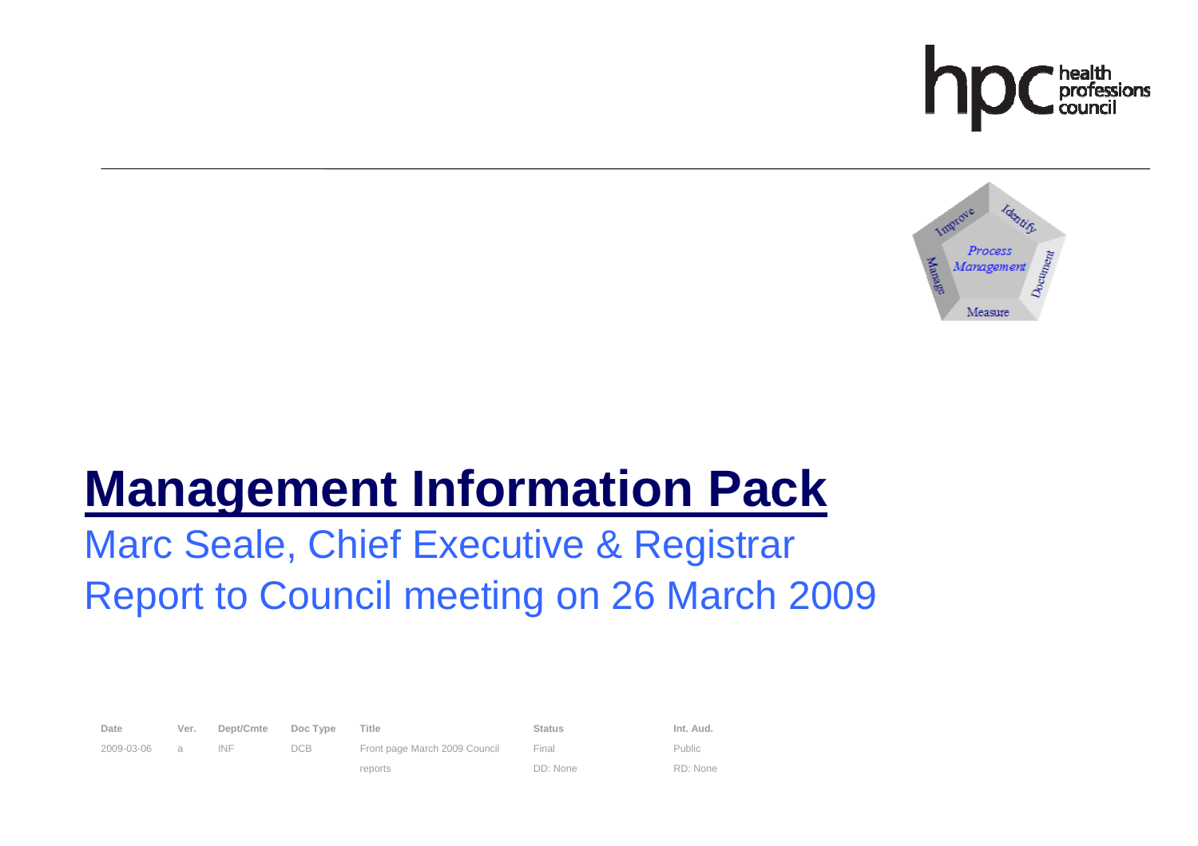# Management Information Pack

## Marc Seale, Chief Executive & Registrar

## Report to Council meeting on 26 March 2009

| Date | Ver. | Dept/Cmte | Doc Type | Title | Status | Int. Aud. |
|---|---|---|---|---|---|---|
| 2009-03-06 | a | INF | DCB | Front page March 2009 Council reports | Final<br>DD: None | Public<br>RD: None |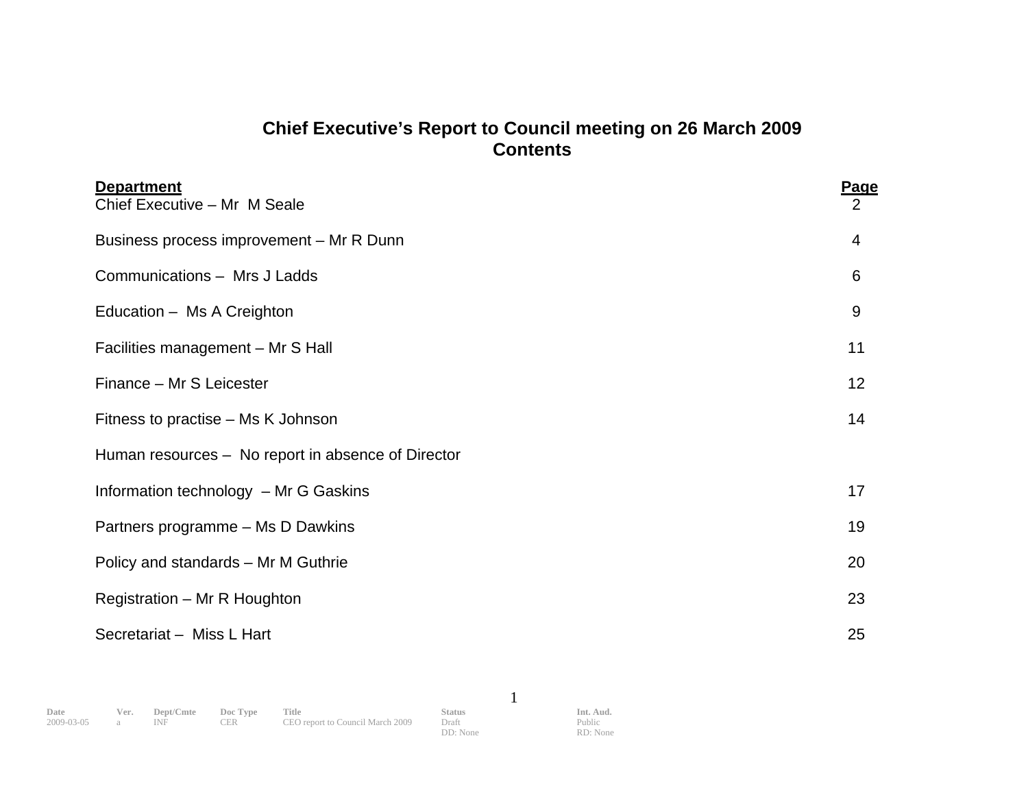# Chief Executive's Report to Council meeting on 26 March 2009
## Contents

| Department | Page |
|---|---|
| Chief Executive – Mr M Seale | 2 |
| Business process improvement – Mr R Dunn | 4 |
| Communications – Mrs J Ladds | 6 |
| Education – Ms A Creighton | 9 |
| Facilities management – Mr S Hall | 11 |
| Finance – Mr S Leicester | 12 |
| Fitness to practise – Ms K Johnson | 14 |
| Human resources – No report in absence of Director | |
| Information technology – Mr G Gaskins | 17 |
| Partners programme – Ms D Dawkins | 19 |
| Policy and standards – Mr M Guthrie | 20 |
| Registration – Mr R Houghton | 23 |
| Secretariat – Miss L Hart | 25 |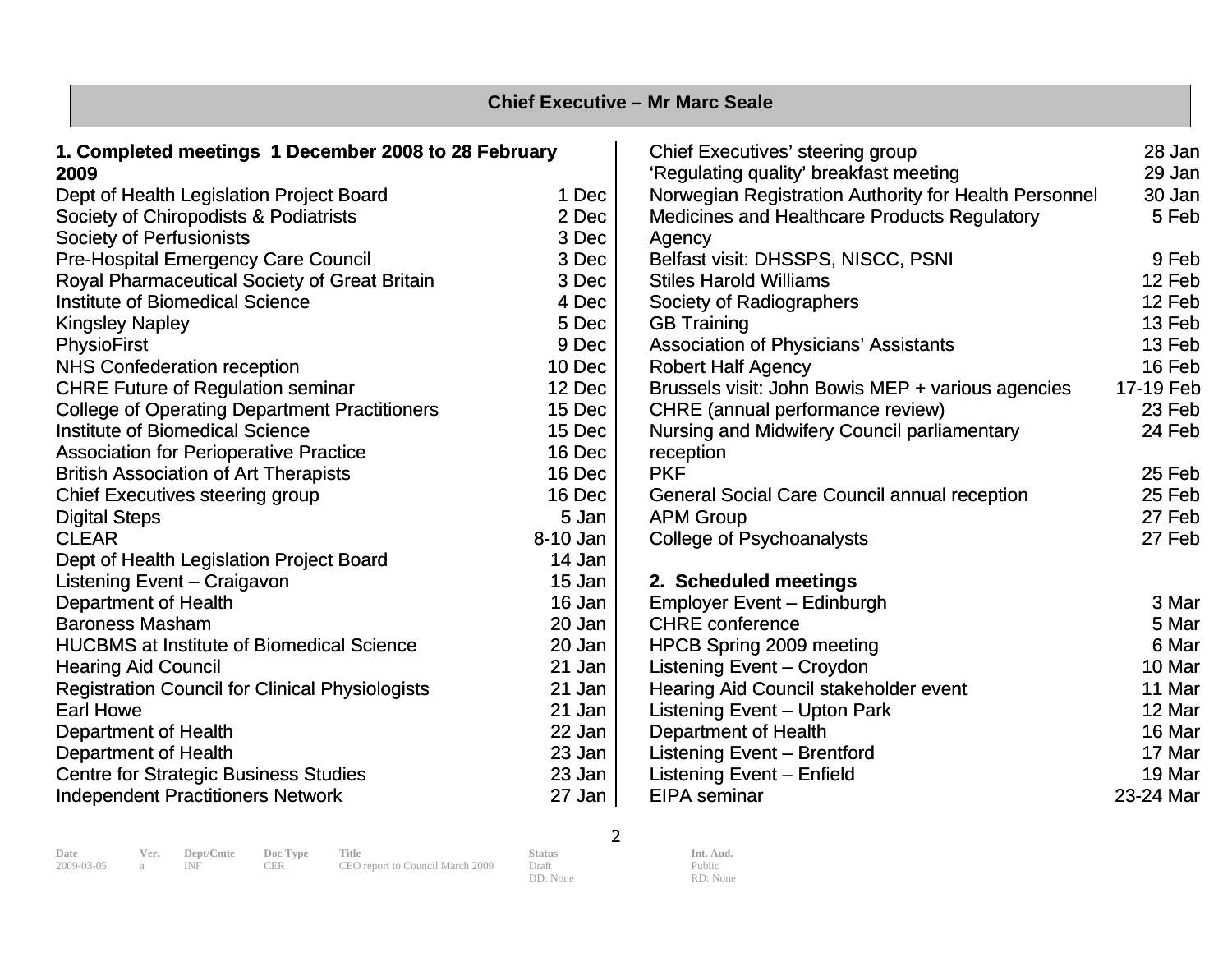## Chief Executive – Mr Marc Seale

### 1. Completed meetings 1 December 2008 to 28 February 2009

| Meeting | Date |
|---|---|
| Dept of Health Legislation Project Board | 1 Dec |
| Society of Chiropodists & Podiatrists | 2 Dec |
| Society of Perfusionists | 3 Dec |
| Pre-Hospital Emergency Care Council | 3 Dec |
| Royal Pharmaceutical Society of Great Britain | 3 Dec |
| Institute of Biomedical Science | 4 Dec |
| Kingsley Napley | 5 Dec |
| PhysioFirst | 9 Dec |
| NHS Confederation reception | 10 Dec |
| CHRE Future of Regulation seminar | 12 Dec |
| College of Operating Department Practitioners | 15 Dec |
| Institute of Biomedical Science | 15 Dec |
| Association for Perioperative Practice | 16 Dec |
| British Association of Art Therapists | 16 Dec |
| Chief Executives steering group | 16 Dec |
| Digital Steps | 5 Jan |
| CLEAR | 8-10 Jan |
| Dept of Health Legislation Project Board | 14 Jan |
| Listening Event – Craigavon | 15 Jan |
| Department of Health | 16 Jan |
| Baroness Masham | 20 Jan |
| HUCBMS at Institute of Biomedical Science | 20 Jan |
| Hearing Aid Council | 21 Jan |
| Registration Council for Clinical Physiologists | 21 Jan |
| Earl Howe | 21 Jan |
| Department of Health | 22 Jan |
| Department of Health | 23 Jan |
| Centre for Strategic Business Studies | 23 Jan |
| Independent Practitioners Network | 27 Jan |
| Chief Executives' steering group | 28 Jan |
| 'Regulating quality' breakfast meeting | 29 Jan |
| Norwegian Registration Authority for Health Personnel | 30 Jan |
| Medicines and Healthcare Products Regulatory Agency | 5 Feb |
| Belfast visit: DHSSPS, NISCC, PSNI | 9 Feb |
| Stiles Harold Williams | 12 Feb |
| Society of Radiographers | 12 Feb |
| GB Training | 13 Feb |
| Association of Physicians' Assistants | 13 Feb |
| Robert Half Agency | 16 Feb |
| Brussels visit: John Bowis MEP + various agencies | 17-19 Feb |
| CHRE (annual performance review) | 23 Feb |
| Nursing and Midwifery Council parliamentary reception | 24 Feb |
| PKF | 25 Feb |
| General Social Care Council annual reception | 25 Feb |
| APM Group | 27 Feb |
| College of Psychoanalysts | 27 Feb |

### 2. Scheduled meetings

| Meeting | Date |
|---|---|
| Employer Event – Edinburgh | 3 Mar |
| CHRE conference | 5 Mar |
| HPCB Spring 2009 meeting | 6 Mar |
| Listening Event – Croydon | 10 Mar |
| Hearing Aid Council stakeholder event | 11 Mar |
| Listening Event – Upton Park | 12 Mar |
| Department of Health | 16 Mar |
| Listening Event – Brentford | 17 Mar |
| Listening Event – Enfield | 19 Mar |
| EIPA seminar | 23-24 Mar |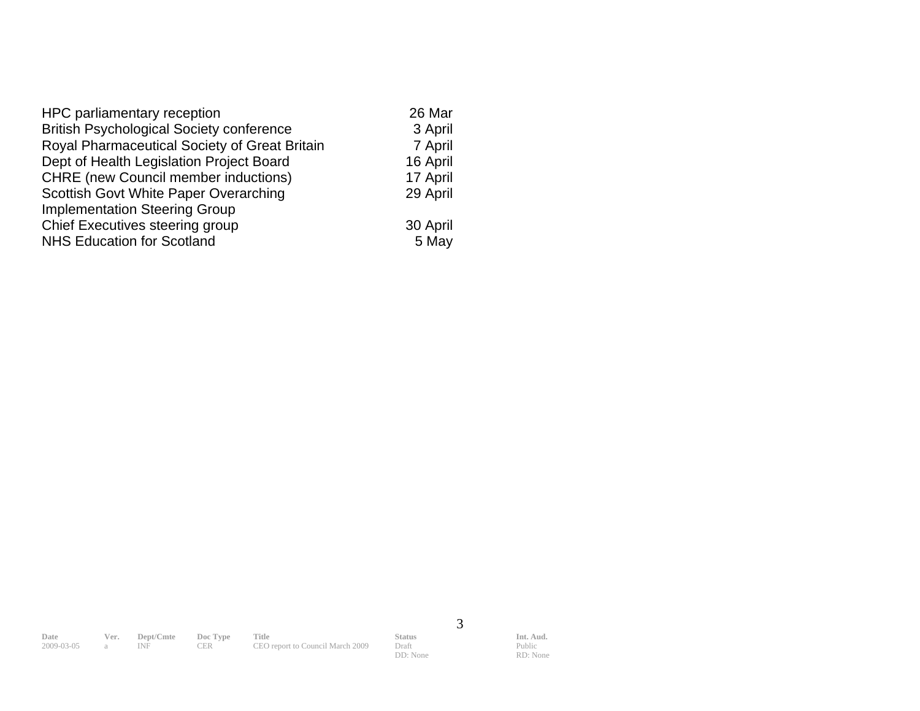| | |
|---|---|
| HPC parliamentary reception | 26 Mar |
| British Psychological Society conference | 3 April |
| Royal Pharmaceutical Society of Great Britain | 7 April |
| Dept of Health Legislation Project Board | 16 April |
| CHRE (new Council member inductions) | 17 April |
| Scottish Govt White Paper Overarching Implementation Steering Group | 29 April |
| Chief Executives steering group | 30 April |
| NHS Education for Scotland | 5 May |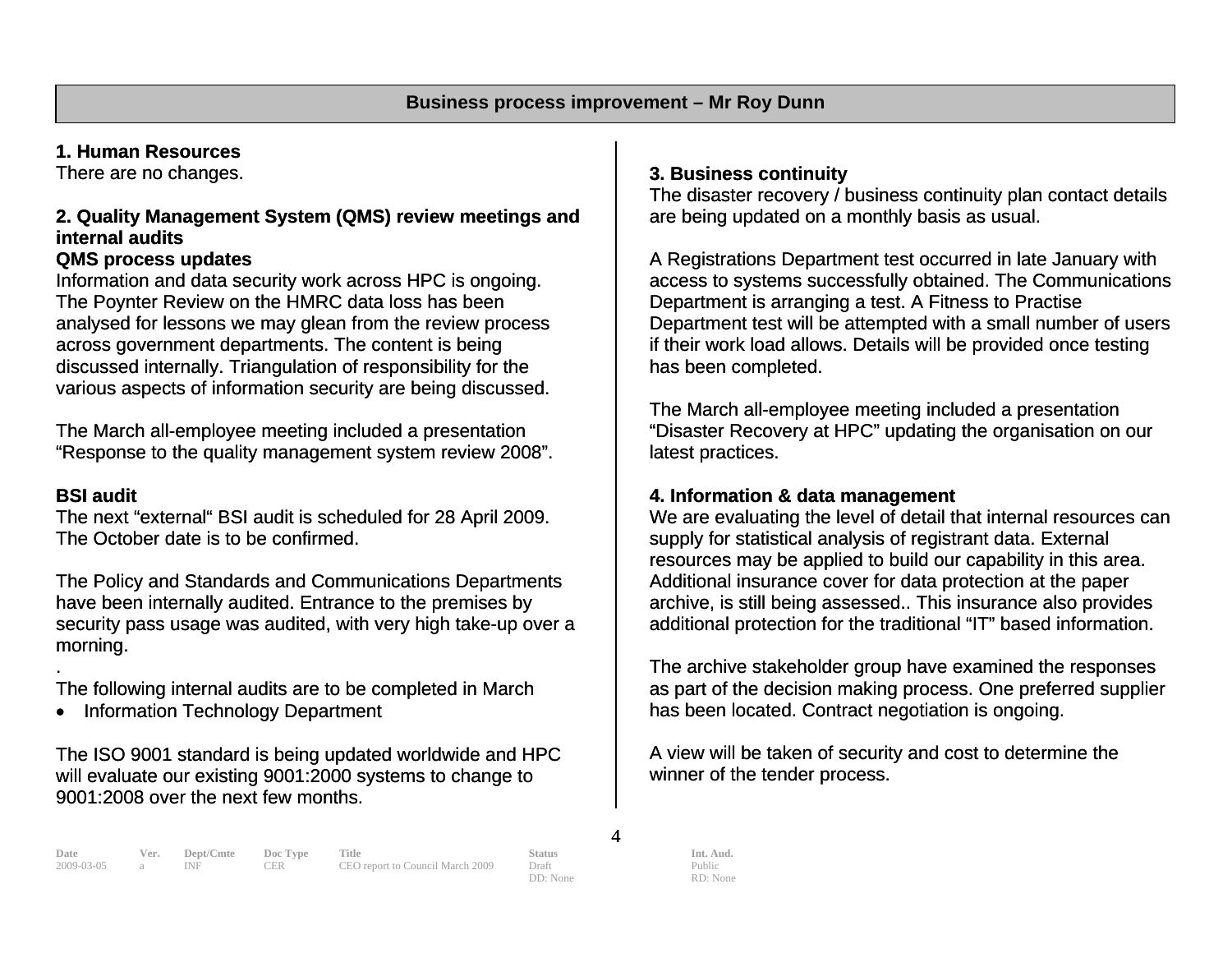## Business process improvement – Mr Roy Dunn

**1. Human Resources**

There are no changes.

**2. Quality Management System (QMS) review meetings and internal audits**

**QMS process updates**

Information and data security work across HPC is ongoing. The Poynter Review on the HMRC data loss has been analysed for lessons we may glean from the review process across government departments. The content is being discussed internally. Triangulation of responsibility for the various aspects of information security are being discussed.

The March all-employee meeting included a presentation "Response to the quality management system review 2008".

**BSI audit**

The next "external" BSI audit is scheduled for 28 April 2009. The October date is to be confirmed.

The Policy and Standards and Communications Departments have been internally audited. Entrance to the premises by security pass usage was audited, with very high take-up over a morning.

.

The following internal audits are to be completed in March

- Information Technology Department

The ISO 9001 standard is being updated worldwide and HPC will evaluate our existing 9001:2000 systems to change to 9001:2008 over the next few months.

**3. Business continuity**

The disaster recovery / business continuity plan contact details are being updated on a monthly basis as usual.

A Registrations Department test occurred in late January with access to systems successfully obtained. The Communications Department is arranging a test. A Fitness to Practise Department test will be attempted with a small number of users if their work load allows. Details will be provided once testing has been completed.

The March all-employee meeting included a presentation "Disaster Recovery at HPC" updating the organisation on our latest practices.

**4. Information & data management**

We are evaluating the level of detail that internal resources can supply for statistical analysis of registrant data. External resources may be applied to build our capability in this area. Additional insurance cover for data protection at the paper archive, is still being assessed.. This insurance also provides additional protection for the traditional "IT" based information.

The archive stakeholder group have examined the responses as part of the decision making process. One preferred supplier has been located. Contract negotiation is ongoing.

A view will be taken of security and cost to determine the winner of the tender process.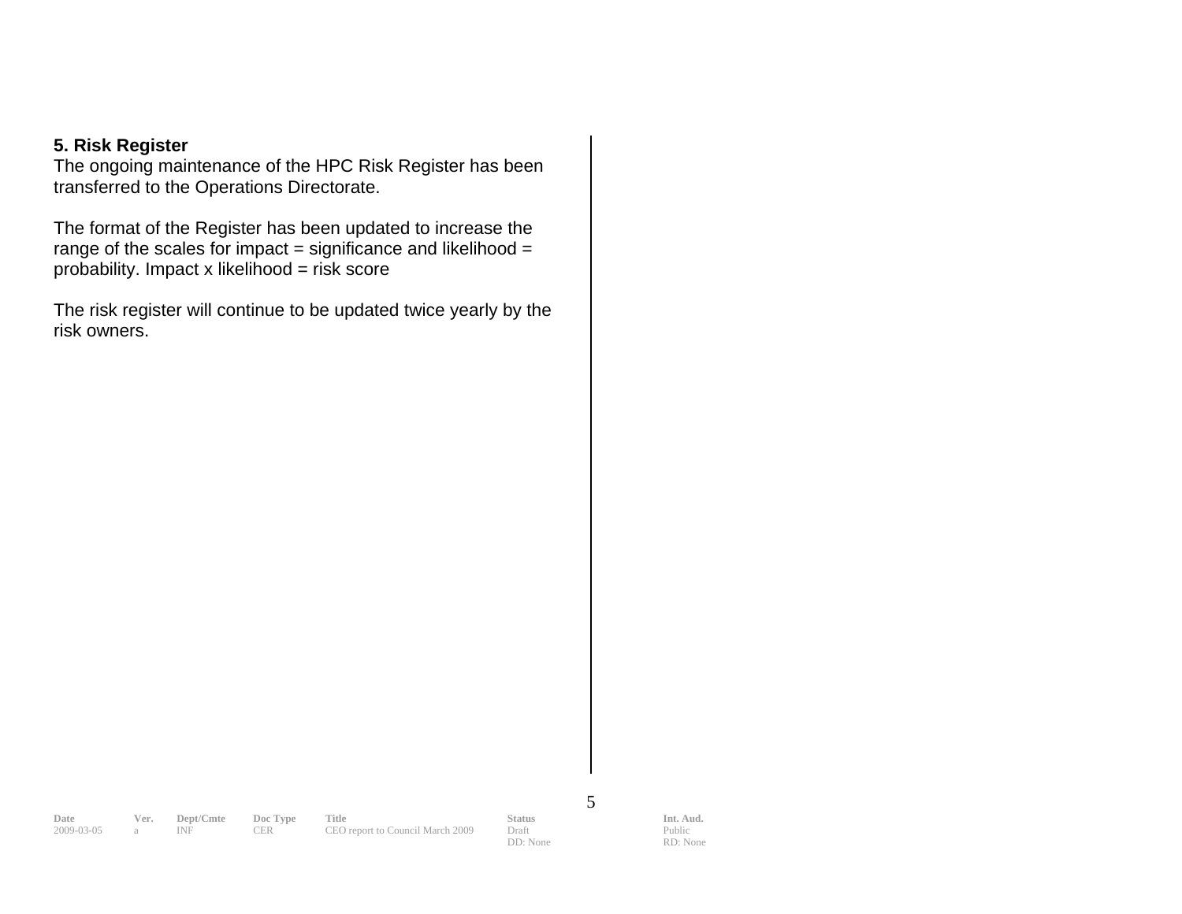**5. Risk Register**

The ongoing maintenance of the HPC Risk Register has been transferred to the Operations Directorate.

The format of the Register has been updated to increase the range of the scales for impact = significance and likelihood = probability. Impact x likelihood = risk score

The risk register will continue to be updated twice yearly by the risk owners.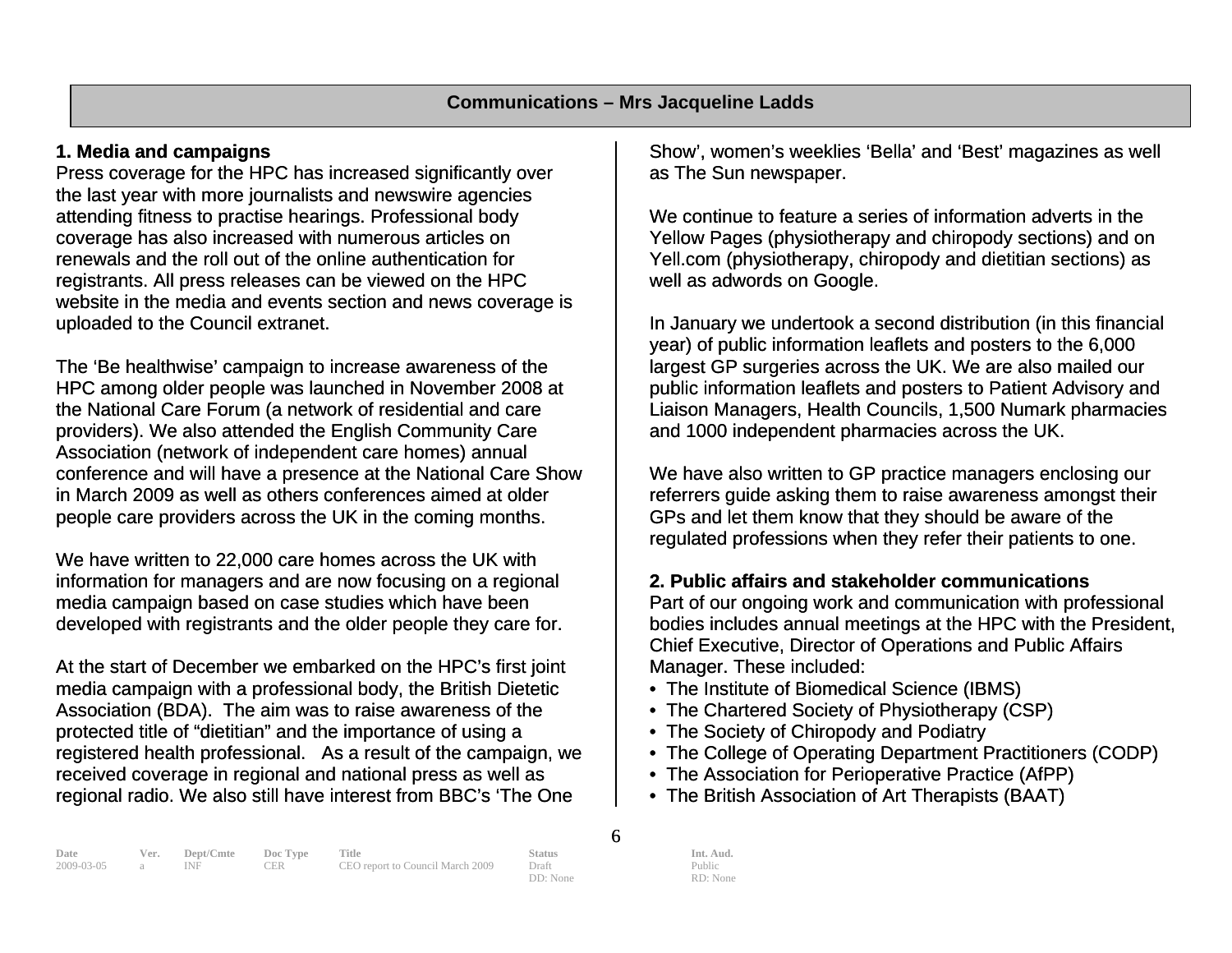## Communications – Mrs Jacqueline Ladds

### 1. Media and campaigns

Press coverage for the HPC has increased significantly over the last year with more journalists and newswire agencies attending fitness to practise hearings. Professional body coverage has also increased with numerous articles on renewals and the roll out of the online authentication for registrants. All press releases can be viewed on the HPC website in the media and events section and news coverage is uploaded to the Council extranet.

The 'Be healthwise' campaign to increase awareness of the HPC among older people was launched in November 2008 at the National Care Forum (a network of residential and care providers). We also attended the English Community Care Association (network of independent care homes) annual conference and will have a presence at the National Care Show in March 2009 as well as others conferences aimed at older people care providers across the UK in the coming months.

We have written to 22,000 care homes across the UK with information for managers and are now focusing on a regional media campaign based on case studies which have been developed with registrants and the older people they care for.

At the start of December we embarked on the HPC's first joint media campaign with a professional body, the British Dietetic Association (BDA). The aim was to raise awareness of the protected title of "dietitian" and the importance of using a registered health professional. As a result of the campaign, we received coverage in regional and national press as well as regional radio. We also still have interest from BBC's 'The One Show', women's weeklies 'Bella' and 'Best' magazines as well as The Sun newspaper.

We continue to feature a series of information adverts in the Yellow Pages (physiotherapy and chiropody sections) and on Yell.com (physiotherapy, chiropody and dietitian sections) as well as adwords on Google.

In January we undertook a second distribution (in this financial year) of public information leaflets and posters to the 6,000 largest GP surgeries across the UK. We are also mailed our public information leaflets and posters to Patient Advisory and Liaison Managers, Health Councils, 1,500 Numark pharmacies and 1000 independent pharmacies across the UK.

We have also written to GP practice managers enclosing our referrers guide asking them to raise awareness amongst their GPs and let them know that they should be aware of the regulated professions when they refer their patients to one.

### 2. Public affairs and stakeholder communications

Part of our ongoing work and communication with professional bodies includes annual meetings at the HPC with the President, Chief Executive, Director of Operations and Public Affairs Manager. These included:

- The Institute of Biomedical Science (IBMS)
- The Chartered Society of Physiotherapy (CSP)
- The Society of Chiropody and Podiatry
- The College of Operating Department Practitioners (CODP)
- The Association for Perioperative Practice (AfPP)
- The British Association of Art Therapists (BAAT)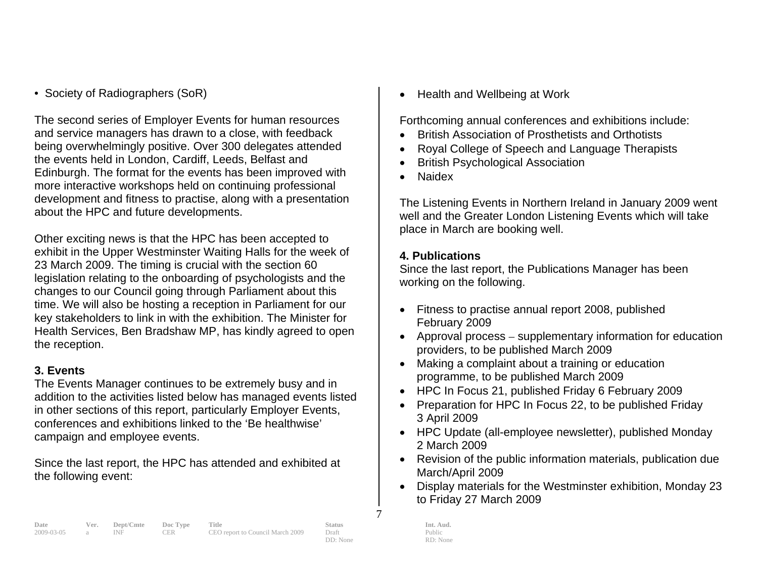- Society of Radiographers (SoR)

The second series of Employer Events for human resources and service managers has drawn to a close, with feedback being overwhelmingly positive. Over 300 delegates attended the events held in London, Cardiff, Leeds, Belfast and Edinburgh. The format for the events has been improved with more interactive workshops held on continuing professional development and fitness to practise, along with a presentation about the HPC and future developments.

Other exciting news is that the HPC has been accepted to exhibit in the Upper Westminster Waiting Halls for the week of 23 March 2009. The timing is crucial with the section 60 legislation relating to the onboarding of psychologists and the changes to our Council going through Parliament about this time. We will also be hosting a reception in Parliament for our key stakeholders to link in with the exhibition. The Minister for Health Services, Ben Bradshaw MP, has kindly agreed to open the reception.

**3. Events**

The Events Manager continues to be extremely busy and in addition to the activities listed below has managed events listed in other sections of this report, particularly Employer Events, conferences and exhibitions linked to the 'Be healthwise' campaign and employee events.

Since the last report, the HPC has attended and exhibited at the following event:

- Health and Wellbeing at Work

Forthcoming annual conferences and exhibitions include:

- British Association of Prosthetists and Orthotists
- Royal College of Speech and Language Therapists
- British Psychological Association
- Naidex

The Listening Events in Northern Ireland in January 2009 went well and the Greater London Listening Events which will take place in March are booking well.

**4. Publications**

Since the last report, the Publications Manager has been working on the following.

- Fitness to practise annual report 2008, published February 2009
- Approval process – supplementary information for education providers, to be published March 2009
- Making a complaint about a training or education programme, to be published March 2009
- HPC In Focus 21, published Friday 6 February 2009
- Preparation for HPC In Focus 22, to be published Friday 3 April 2009
- HPC Update (all-employee newsletter), published Monday 2 March 2009
- Revision of the public information materials, publication due March/April 2009
- Display materials for the Westminster exhibition, Monday 23 to Friday 27 March 2009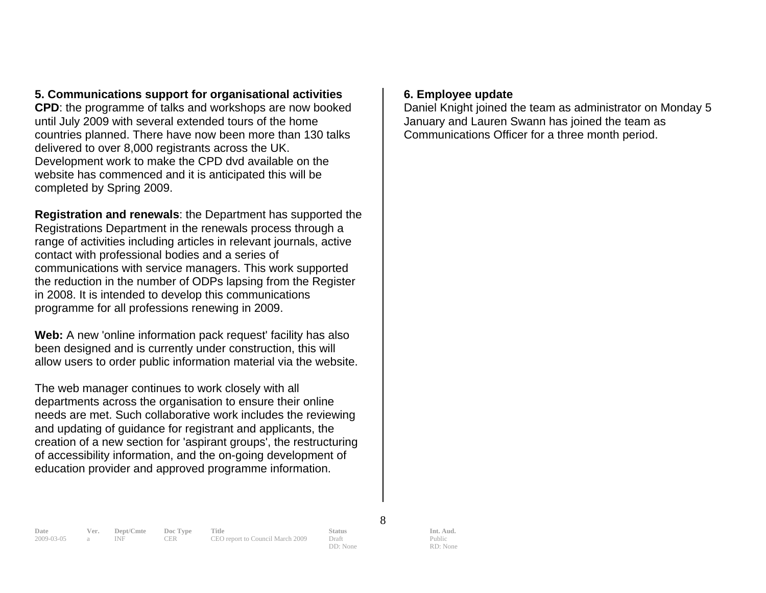### 5. Communications support for organisational activities

**CPD**: the programme of talks and workshops are now booked until July 2009 with several extended tours of the home countries planned. There have now been more than 130 talks delivered to over 8,000 registrants across the UK. Development work to make the CPD dvd available on the website has commenced and it is anticipated this will be completed by Spring 2009.

**Registration and renewals**: the Department has supported the Registrations Department in the renewals process through a range of activities including articles in relevant journals, active contact with professional bodies and a series of communications with service managers. This work supported the reduction in the number of ODPs lapsing from the Register in 2008. It is intended to develop this communications programme for all professions renewing in 2009.

**Web:** A new 'online information pack request' facility has also been designed and is currently under construction, this will allow users to order public information material via the website.

The web manager continues to work closely with all departments across the organisation to ensure their online needs are met. Such collaborative work includes the reviewing and updating of guidance for registrant and applicants, the creation of a new section for 'aspirant groups', the restructuring of accessibility information, and the on-going development of education provider and approved programme information.

### 6. Employee update

Daniel Knight joined the team as administrator on Monday 5 January and Lauren Swann has joined the team as Communications Officer for a three month period.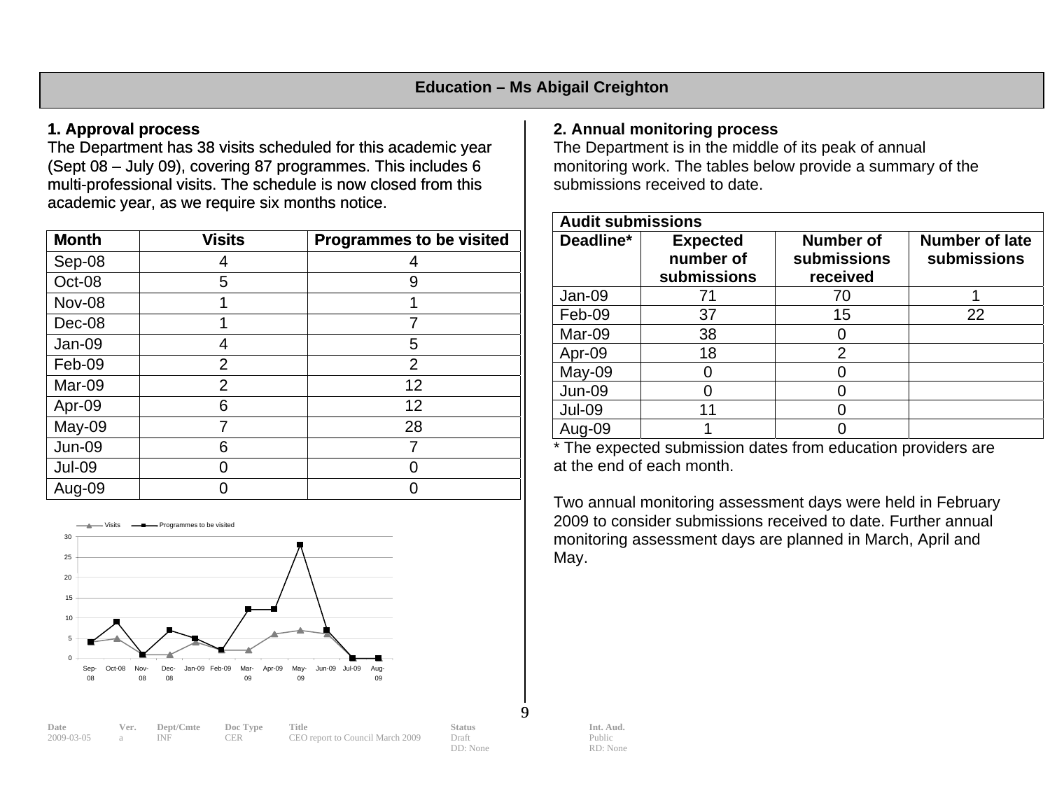## Education – Ms Abigail Creighton

### 1. Approval process

The Department has 38 visits scheduled for this academic year (Sept 08 – July 09), covering 87 programmes. This includes 6 multi-professional visits. The schedule is now closed from this academic year, as we require six months notice.

| Month | Visits | Programmes to be visited |
|---|---|---|
| Sep-08 | 4 | 4 |
| Oct-08 | 5 | 9 |
| Nov-08 | 1 | 1 |
| Dec-08 | 1 | 7 |
| Jan-09 | 4 | 5 |
| Feb-09 | 2 | 2 |
| Mar-09 | 2 | 12 |
| Apr-09 | 6 | 12 |
| May-09 | 7 | 28 |
| Jun-09 | 6 | 7 |
| Jul-09 | 0 | 0 |
| Aug-09 | 0 | 0 |

### 2. Annual monitoring process

The Department is in the middle of its peak of annual monitoring work. The tables below provide a summary of the submissions received to date.

| Audit submissions | | | |
|---|---|---|---|
| Deadline* | Expected number of submissions | Number of submissions received | Number of late submissions |
| Jan-09 | 71 | 70 | 1 |
| Feb-09 | 37 | 15 | 22 |
| Mar-09 | 38 | 0 | |
| Apr-09 | 18 | 2 | |
| May-09 | 0 | 0 | |
| Jun-09 | 0 | 0 | |
| Jul-09 | 11 | 0 | |
| Aug-09 | 1 | 0 | |

* The expected submission dates from education providers are at the end of each month.

Two annual monitoring assessment days were held in February 2009 to consider submissions received to date. Further annual monitoring assessment days are planned in March, April and May.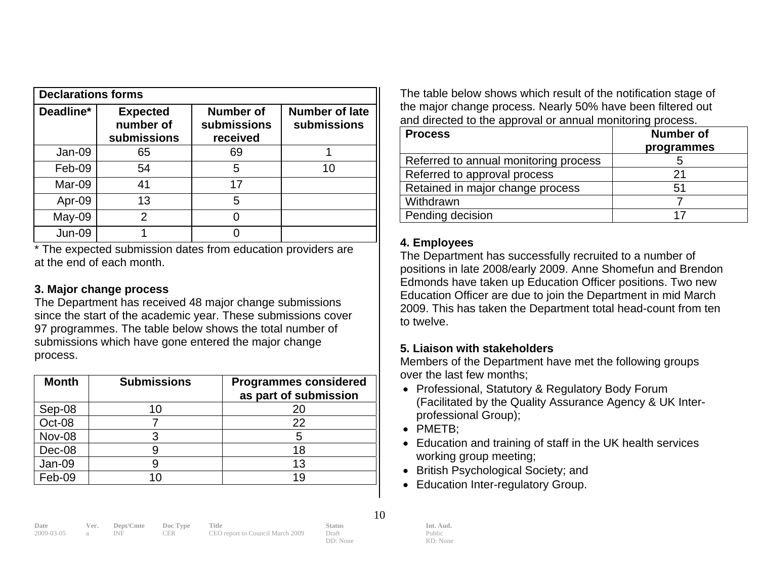| Declarations forms | | | |
|---|---|---|---|
| **Deadline*** | **Expected number of submissions** | **Number of submissions received** | **Number of late submissions** |
| Jan-09 | 65 | 69 | 1 |
| Feb-09 | 54 | 5 | 10 |
| Mar-09 | 41 | 17 | |
| Apr-09 | 13 | 5 | |
| May-09 | 2 | 0 | |
| Jun-09 | 1 | 0 | |

* The expected submission dates from education providers are at the end of each month.

### 3. Major change process

The Department has received 48 major change submissions since the start of the academic year. These submissions cover 97 programmes. The table below shows the total number of submissions which have gone entered the major change process.

| Month | Submissions | Programmes considered as part of submission |
|---|---|---|
| Sep-08 | 10 | 20 |
| Oct-08 | 7 | 22 |
| Nov-08 | 3 | 5 |
| Dec-08 | 9 | 18 |
| Jan-09 | 9 | 13 |
| Feb-09 | 10 | 19 |

The table below shows which result of the notification stage of the major change process. Nearly 50% have been filtered out and directed to the approval or annual monitoring process.

| Process | Number of programmes |
|---|---|
| Referred to annual monitoring process | 5 |
| Referred to approval process | 21 |
| Retained in major change process | 51 |
| Withdrawn | 7 |
| Pending decision | 17 |

### 4. Employees

The Department has successfully recruited to a number of positions in late 2008/early 2009. Anne Shomefun and Brendon Edmonds have taken up Education Officer positions. Two new Education Officer are due to join the Department in mid March 2009. This has taken the Department total head-count from ten to twelve.

### 5. Liaison with stakeholders

Members of the Department have met the following groups over the last few months;

- Professional, Statutory & Regulatory Body Forum (Facilitated by the Quality Assurance Agency & UK Inter-professional Group);
- PMETB;
- Education and training of staff in the UK health services working group meeting;
- British Psychological Society; and
- Education Inter-regulatory Group.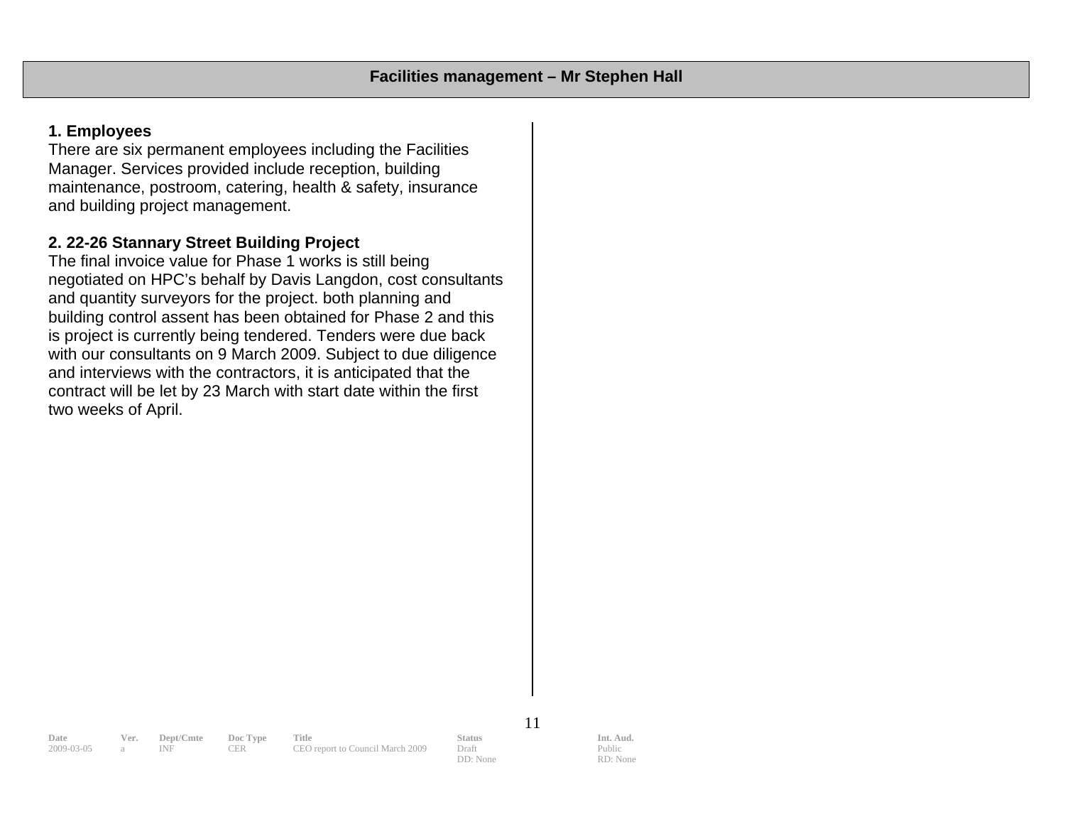## Facilities management – Mr Stephen Hall

### 1. Employees

There are six permanent employees including the Facilities Manager. Services provided include reception, building maintenance, postroom, catering, health & safety, insurance and building project management.

### 2. 22-26 Stannary Street Building Project

The final invoice value for Phase 1 works is still being negotiated on HPC's behalf by Davis Langdon, cost consultants and quantity surveyors for the project. both planning and building control assent has been obtained for Phase 2 and this is project is currently being tendered. Tenders were due back with our consultants on 9 March 2009. Subject to due diligence and interviews with the contractors, it is anticipated that the contract will be let by 23 March with start date within the first two weeks of April.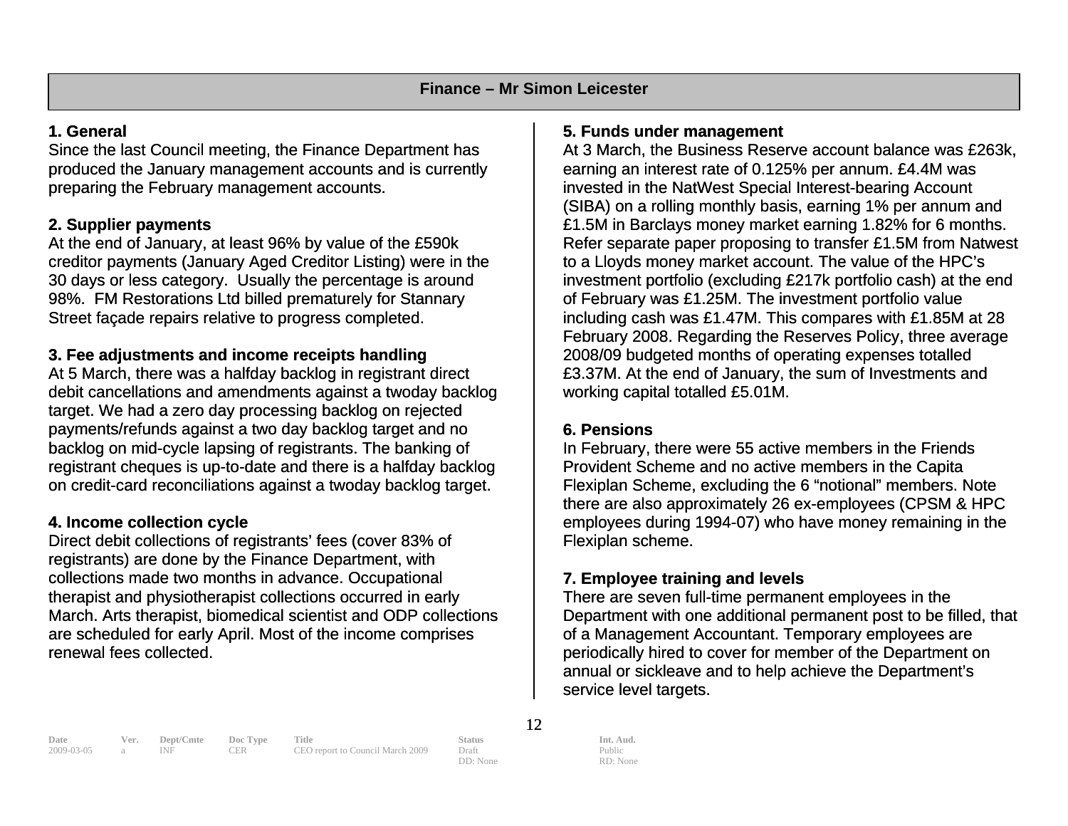## Finance – Mr Simon Leicester

### 1. General

Since the last Council meeting, the Finance Department has produced the January management accounts and is currently preparing the February management accounts.

### 2. Supplier payments

At the end of January, at least 96% by value of the £590k creditor payments (January Aged Creditor Listing) were in the 30 days or less category. Usually the percentage is around 98%. FM Restorations Ltd billed prematurely for Stannary Street façade repairs relative to progress completed.

### 3. Fee adjustments and income receipts handling

At 5 March, there was a halfday backlog in registrant direct debit cancellations and amendments against a twoday backlog target. We had a zero day processing backlog on rejected payments/refunds against a two day backlog target and no backlog on mid-cycle lapsing of registrants. The banking of registrant cheques is up-to-date and there is a halfday backlog on credit-card reconciliations against a twoday backlog target.

### 4. Income collection cycle

Direct debit collections of registrants' fees (cover 83% of registrants) are done by the Finance Department, with collections made two months in advance. Occupational therapist and physiotherapist collections occurred in early March. Arts therapist, biomedical scientist and ODP collections are scheduled for early April. Most of the income comprises renewal fees collected.

### 5. Funds under management

At 3 March, the Business Reserve account balance was £263k, earning an interest rate of 0.125% per annum. £4.4M was invested in the NatWest Special Interest-bearing Account (SIBA) on a rolling monthly basis, earning 1% per annum and £1.5M in Barclays money market earning 1.82% for 6 months. Refer separate paper proposing to transfer £1.5M from Natwest to a Lloyds money market account. The value of the HPC's investment portfolio (excluding £217k portfolio cash) at the end of February was £1.25M. The investment portfolio value including cash was £1.47M. This compares with £1.85M at 28 February 2008. Regarding the Reserves Policy, three average 2008/09 budgeted months of operating expenses totalled £3.37M. At the end of January, the sum of Investments and working capital totalled £5.01M.

### 6. Pensions

In February, there were 55 active members in the Friends Provident Scheme and no active members in the Capita Flexiplan Scheme, excluding the 6 "notional" members. Note there are also approximately 26 ex-employees (CPSM & HPC employees during 1994-07) who have money remaining in the Flexiplan scheme.

### 7. Employee training and levels

There are seven full-time permanent employees in the Department with one additional permanent post to be filled, that of a Management Accountant. Temporary employees are periodically hired to cover for member of the Department on annual or sickleave and to help achieve the Department's service level targets.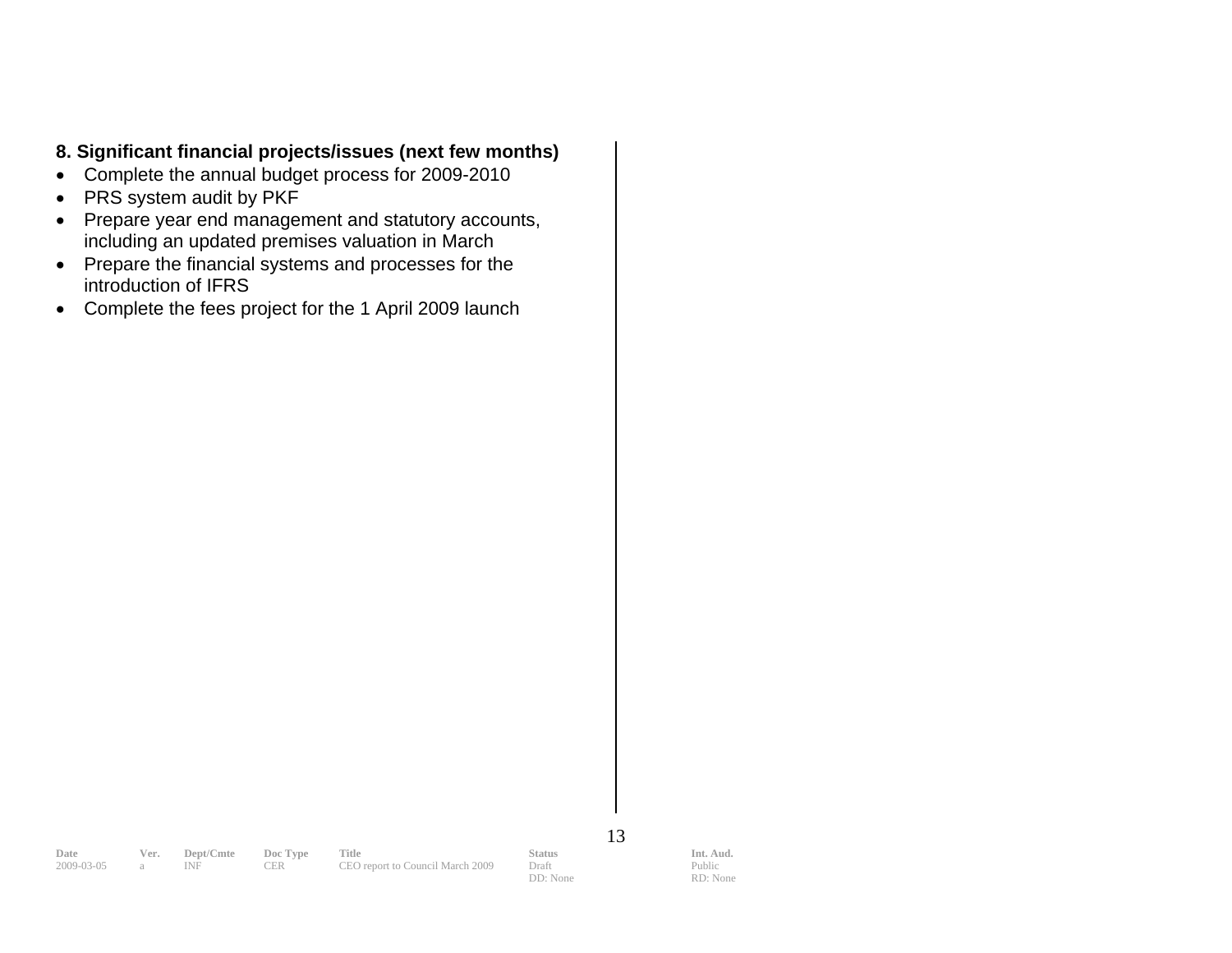**8. Significant financial projects/issues (next few months)**

- Complete the annual budget process for 2009-2010
- PRS system audit by PKF
- Prepare year end management and statutory accounts, including an updated premises valuation in March
- Prepare the financial systems and processes for the introduction of IFRS
- Complete the fees project for the 1 April 2009 launch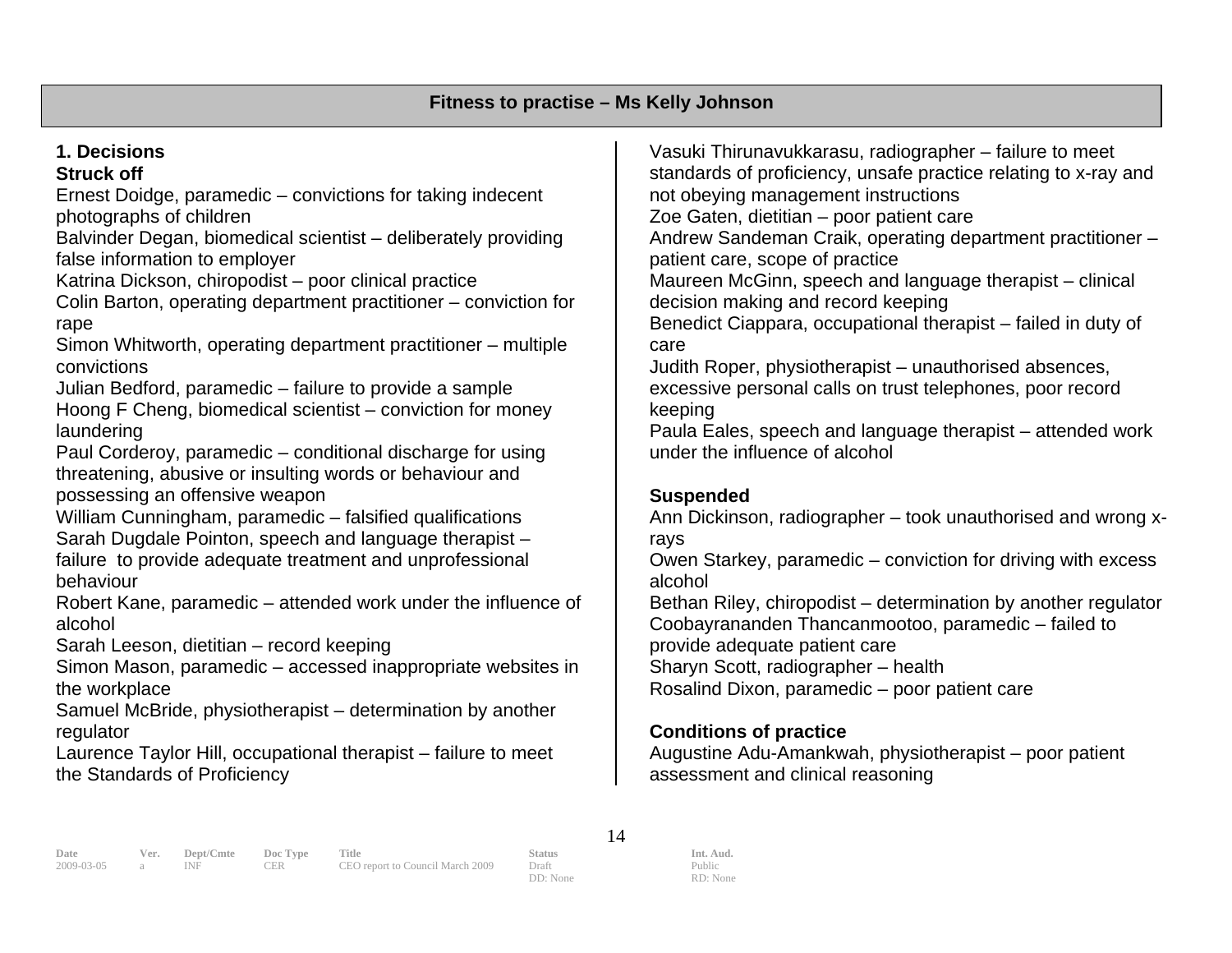## Fitness to practise – Ms Kelly Johnson

### 1. Decisions

**Struck off**

Ernest Doidge, paramedic – convictions for taking indecent photographs of children
Balvinder Degan, biomedical scientist – deliberately providing false information to employer
Katrina Dickson, chiropodist – poor clinical practice
Colin Barton, operating department practitioner – conviction for rape
Simon Whitworth, operating department practitioner – multiple convictions
Julian Bedford, paramedic – failure to provide a sample
Hoong F Cheng, biomedical scientist – conviction for money laundering
Paul Corderoy, paramedic – conditional discharge for using threatening, abusive or insulting words or behaviour and possessing an offensive weapon
William Cunningham, paramedic – falsified qualifications
Sarah Dugdale Pointon, speech and language therapist – failure to provide adequate treatment and unprofessional behaviour
Robert Kane, paramedic – attended work under the influence of alcohol
Sarah Leeson, dietitian – record keeping
Simon Mason, paramedic – accessed inappropriate websites in the workplace
Samuel McBride, physiotherapist – determination by another regulator
Laurence Taylor Hill, occupational therapist – failure to meet the Standards of Proficiency
Vasuki Thirunavukkarasu, radiographer – failure to meet standards of proficiency, unsafe practice relating to x-ray and not obeying management instructions
Zoe Gaten, dietitian – poor patient care
Andrew Sandeman Craik, operating department practitioner – patient care, scope of practice
Maureen McGinn, speech and language therapist – clinical decision making and record keeping
Benedict Ciappara, occupational therapist – failed in duty of care
Judith Roper, physiotherapist – unauthorised absences, excessive personal calls on trust telephones, poor record keeping
Paula Eales, speech and language therapist – attended work under the influence of alcohol

**Suspended**

Ann Dickinson, radiographer – took unauthorised and wrong x-rays
Owen Starkey, paramedic – conviction for driving with excess alcohol
Bethan Riley, chiropodist – determination by another regulator
Coobayrananden Thancanmootoo, paramedic – failed to provide adequate patient care
Sharyn Scott, radiographer – health
Rosalind Dixon, paramedic – poor patient care

**Conditions of practice**

Augustine Adu-Amankwah, physiotherapist – poor patient assessment and clinical reasoning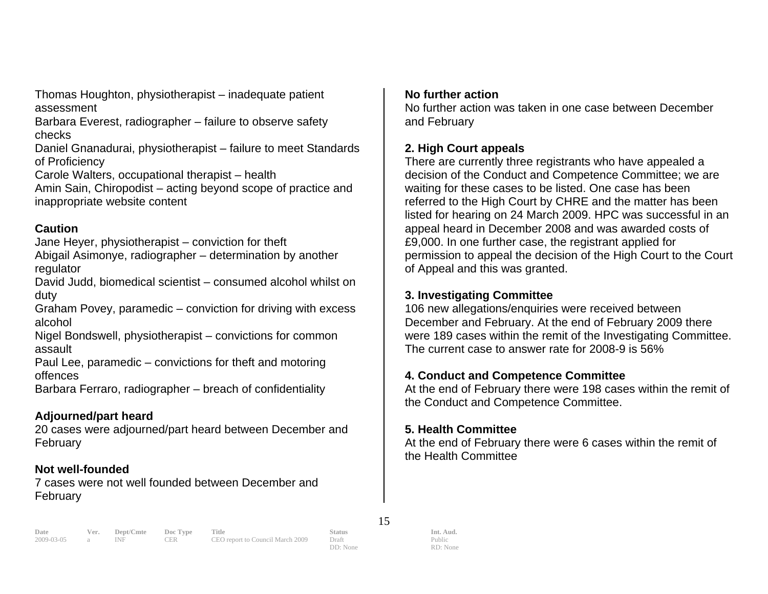Thomas Houghton, physiotherapist – inadequate patient assessment
Barbara Everest, radiographer – failure to observe safety checks
Daniel Gnanadurai, physiotherapist – failure to meet Standards of Proficiency
Carole Walters, occupational therapist – health
Amin Sain, Chiropodist – acting beyond scope of practice and inappropriate website content

**Caution**
Jane Heyer, physiotherapist – conviction for theft
Abigail Asimonye, radiographer – determination by another regulator
David Judd, biomedical scientist – consumed alcohol whilst on duty
Graham Povey, paramedic – conviction for driving with excess alcohol
Nigel Bondswell, physiotherapist – convictions for common assault
Paul Lee, paramedic – convictions for theft and motoring offences
Barbara Ferraro, radiographer – breach of confidentiality

**Adjourned/part heard**
20 cases were adjourned/part heard between December and February

**Not well-founded**
7 cases were not well founded between December and February

**No further action**
No further action was taken in one case between December and February

**2. High Court appeals**
There are currently three registrants who have appealed a decision of the Conduct and Competence Committee; we are waiting for these cases to be listed. One case has been referred to the High Court by CHRE and the matter has been listed for hearing on 24 March 2009. HPC was successful in an appeal heard in December 2008 and was awarded costs of £9,000. In one further case, the registrant applied for permission to appeal the decision of the High Court to the Court of Appeal and this was granted.

**3. Investigating Committee**
106 new allegations/enquiries were received between December and February. At the end of February 2009 there were 189 cases within the remit of the Investigating Committee. The current case to answer rate for 2008-9 is 56%

**4. Conduct and Competence Committee**
At the end of February there were 198 cases within the remit of the Conduct and Competence Committee.

**5. Health Committee**
At the end of February there were 6 cases within the remit of the Health Committee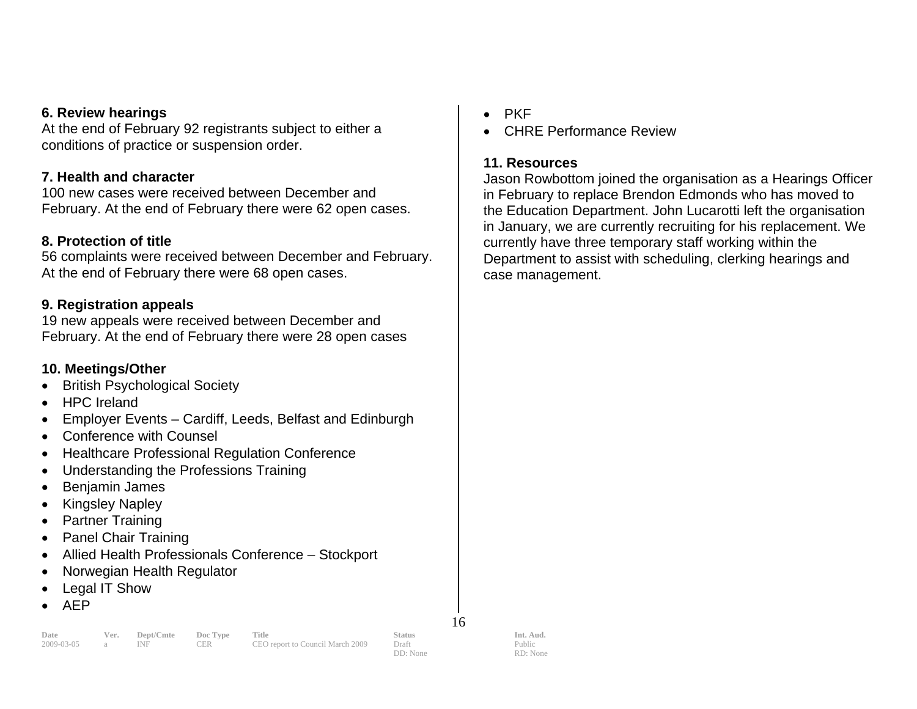**6. Review hearings**
At the end of February 92 registrants subject to either a conditions of practice or suspension order.

**7. Health and character**
100 new cases were received between December and February. At the end of February there were 62 open cases.

**8. Protection of title**
56 complaints were received between December and February. At the end of February there were 68 open cases.

**9. Registration appeals**
19 new appeals were received between December and February. At the end of February there were 28 open cases

**10. Meetings/Other**

- British Psychological Society
- HPC Ireland
- Employer Events – Cardiff, Leeds, Belfast and Edinburgh
- Conference with Counsel
- Healthcare Professional Regulation Conference
- Understanding the Professions Training
- Benjamin James
- Kingsley Napley
- Partner Training
- Panel Chair Training
- Allied Health Professionals Conference – Stockport
- Norwegian Health Regulator
- Legal IT Show
- AEP
- PKF
- CHRE Performance Review

**11. Resources**
Jason Rowbottom joined the organisation as a Hearings Officer in February to replace Brendon Edmonds who has moved to the Education Department. John Lucarotti left the organisation in January, we are currently recruiting for his replacement. We currently have three temporary staff working within the Department to assist with scheduling, clerking hearings and case management.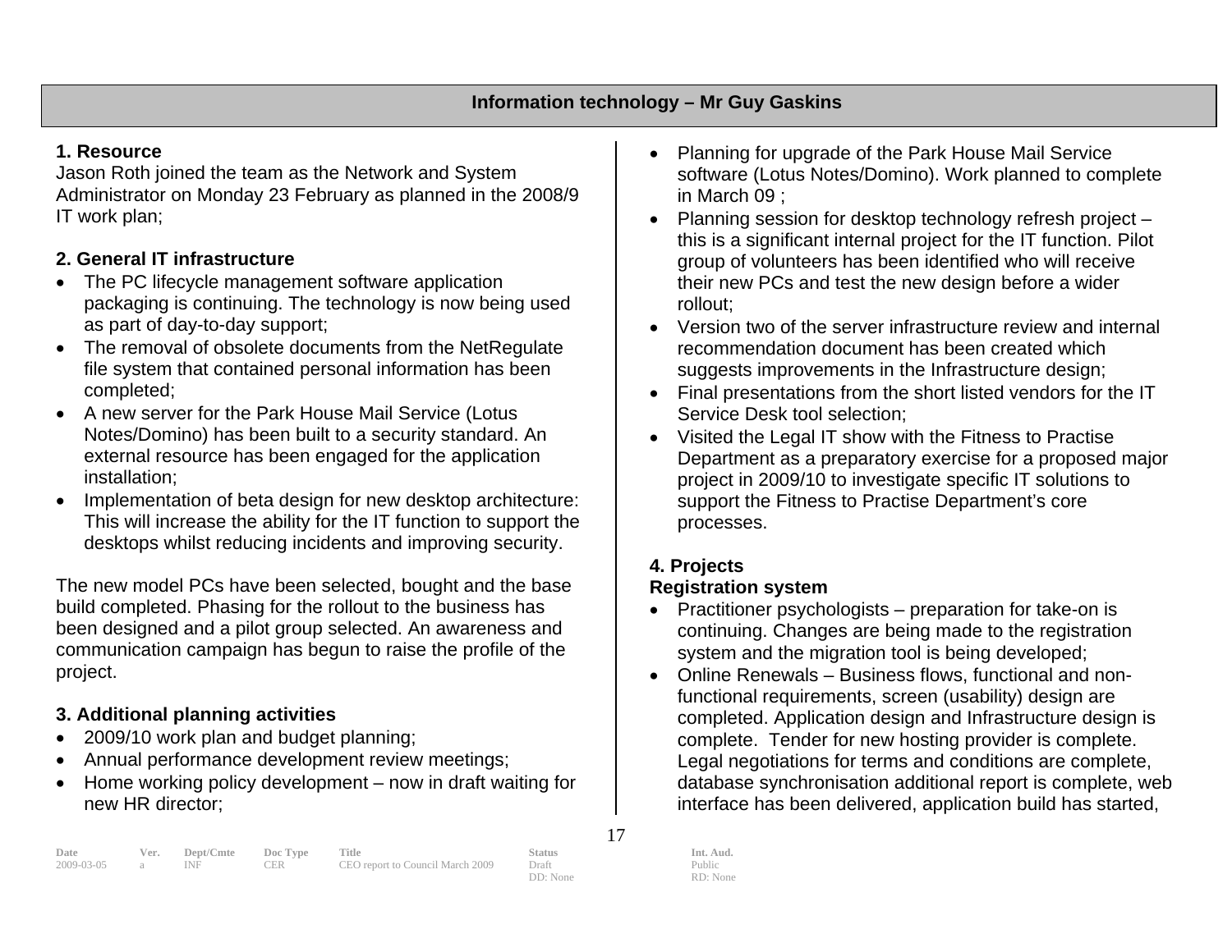## Information technology – Mr Guy Gaskins

### 1. Resource

Jason Roth joined the team as the Network and System Administrator on Monday 23 February as planned in the 2008/9 IT work plan;

### 2. General IT infrastructure

- The PC lifecycle management software application packaging is continuing. The technology is now being used as part of day-to-day support;
- The removal of obsolete documents from the NetRegulate file system that contained personal information has been completed;
- A new server for the Park House Mail Service (Lotus Notes/Domino) has been built to a security standard. An external resource has been engaged for the application installation;
- Implementation of beta design for new desktop architecture: This will increase the ability for the IT function to support the desktops whilst reducing incidents and improving security.

The new model PCs have been selected, bought and the base build completed. Phasing for the rollout to the business has been designed and a pilot group selected. An awareness and communication campaign has begun to raise the profile of the project.

### 3. Additional planning activities

- 2009/10 work plan and budget planning;
- Annual performance development review meetings;
- Home working policy development – now in draft waiting for new HR director;
- Planning for upgrade of the Park House Mail Service software (Lotus Notes/Domino). Work planned to complete in March 09 ;
- Planning session for desktop technology refresh project – this is a significant internal project for the IT function. Pilot group of volunteers has been identified who will receive their new PCs and test the new design before a wider rollout;
- Version two of the server infrastructure review and internal recommendation document has been created which suggests improvements in the Infrastructure design;
- Final presentations from the short listed vendors for the IT Service Desk tool selection;
- Visited the Legal IT show with the Fitness to Practise Department as a preparatory exercise for a proposed major project in 2009/10 to investigate specific IT solutions to support the Fitness to Practise Department's core processes.

### 4. Projects

**Registration system**

- Practitioner psychologists – preparation for take-on is continuing. Changes are being made to the registration system and the migration tool is being developed;
- Online Renewals – Business flows, functional and non-functional requirements, screen (usability) design are completed. Application design and Infrastructure design is complete. Tender for new hosting provider is complete. Legal negotiations for terms and conditions are complete, database synchronisation additional report is complete, web interface has been delivered, application build has started,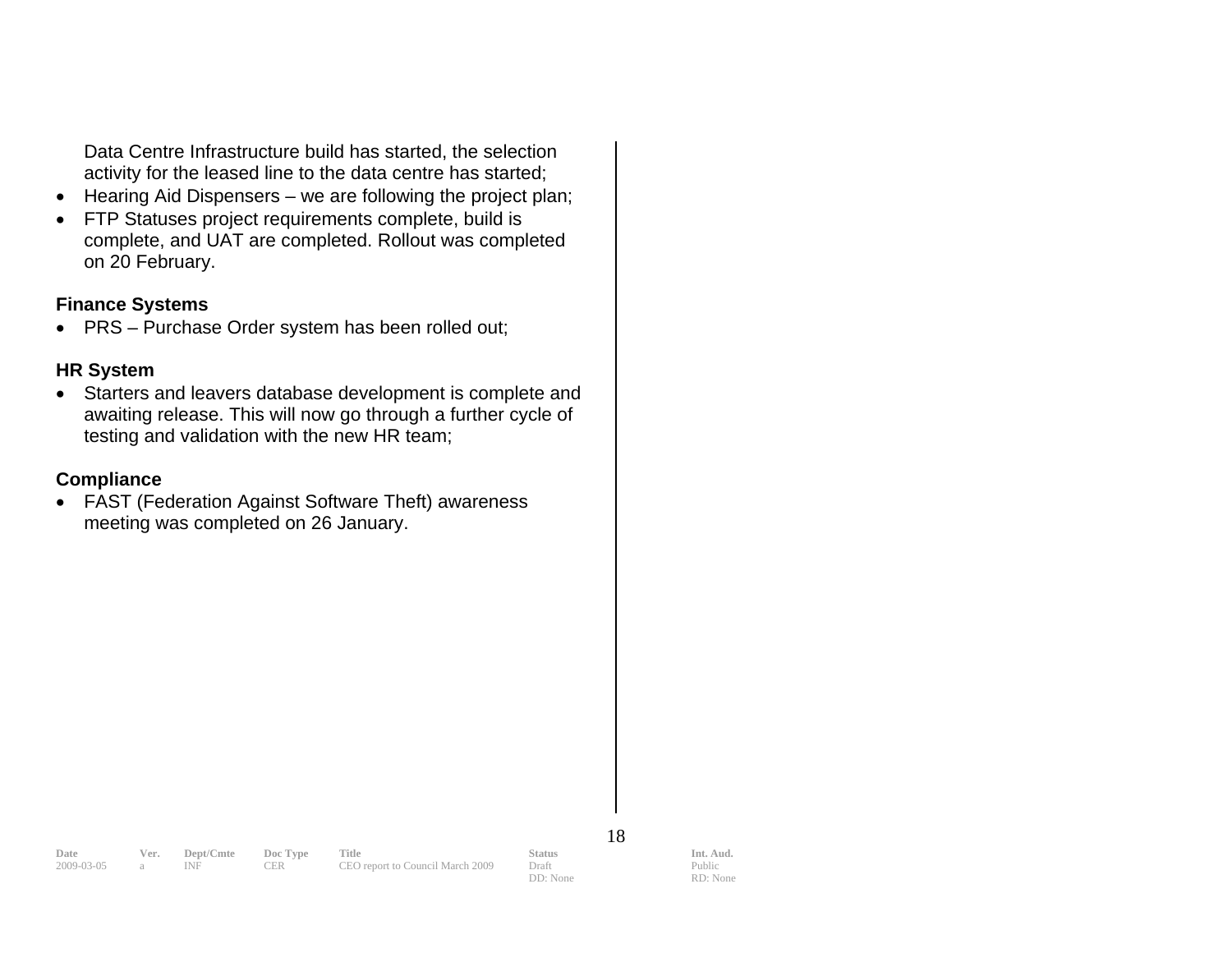Data Centre Infrastructure build has started, the selection activity for the leased line to the data centre has started;

- Hearing Aid Dispensers – we are following the project plan;
- FTP Statuses project requirements complete, build is complete, and UAT are completed. Rollout was completed on 20 February.

**Finance Systems**

- PRS – Purchase Order system has been rolled out;

**HR System**

- Starters and leavers database development is complete and awaiting release. This will now go through a further cycle of testing and validation with the new HR team;

**Compliance**

- FAST (Federation Against Software Theft) awareness meeting was completed on 26 January.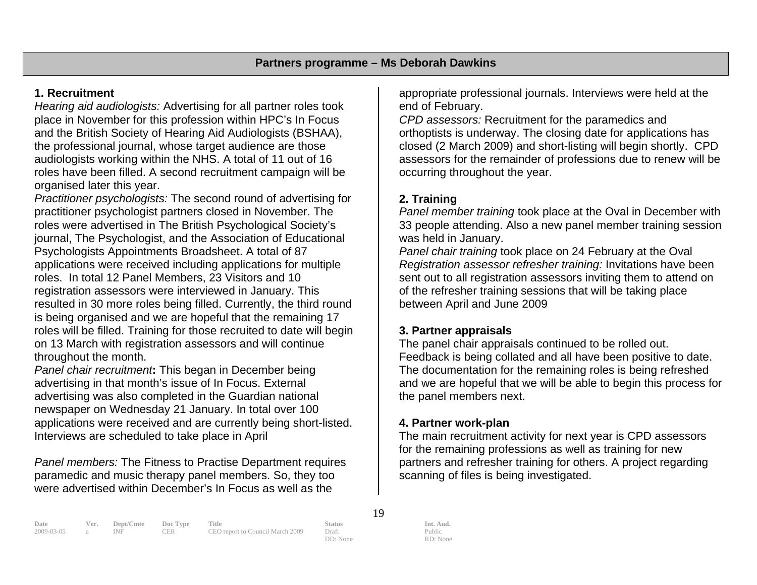## Partners programme – Ms Deborah Dawkins

### 1. Recruitment

*Hearing aid audiologists:* Advertising for all partner roles took place in November for this profession within HPC's In Focus and the British Society of Hearing Aid Audiologists (BSHAA), the professional journal, whose target audience are those audiologists working within the NHS. A total of 11 out of 16 roles have been filled. A second recruitment campaign will be organised later this year.

*Practitioner psychologists:* The second round of advertising for practitioner psychologist partners closed in November. The roles were advertised in The British Psychological Society's journal, The Psychologist, and the Association of Educational Psychologists Appointments Broadsheet. A total of 87 applications were received including applications for multiple roles. In total 12 Panel Members, 23 Visitors and 10 registration assessors were interviewed in January. This resulted in 30 more roles being filled. Currently, the third round is being organised and we are hopeful that the remaining 17 roles will be filled. Training for those recruited to date will begin on 13 March with registration assessors and will continue throughout the month.

*Panel chair recruitment***:** This began in December being advertising in that month's issue of In Focus. External advertising was also completed in the Guardian national newspaper on Wednesday 21 January. In total over 100 applications were received and are currently being short-listed. Interviews are scheduled to take place in April

*Panel members:* The Fitness to Practise Department requires paramedic and music therapy panel members. So, they too were advertised within December's In Focus as well as the appropriate professional journals. Interviews were held at the end of February.

*CPD assessors:* Recruitment for the paramedics and orthoptists is underway. The closing date for applications has closed (2 March 2009) and short-listing will begin shortly. CPD assessors for the remainder of professions due to renew will be occurring throughout the year.

### 2. Training

*Panel member training* took place at the Oval in December with 33 people attending. Also a new panel member training session was held in January.

*Panel chair training* took place on 24 February at the Oval

*Registration assessor refresher training:* Invitations have been sent out to all registration assessors inviting them to attend on of the refresher training sessions that will be taking place between April and June 2009

### 3. Partner appraisals

The panel chair appraisals continued to be rolled out. Feedback is being collated and all have been positive to date. The documentation for the remaining roles is being refreshed and we are hopeful that we will be able to begin this process for the panel members next.

### 4. Partner work-plan

The main recruitment activity for next year is CPD assessors for the remaining professions as well as training for new partners and refresher training for others. A project regarding scanning of files is being investigated.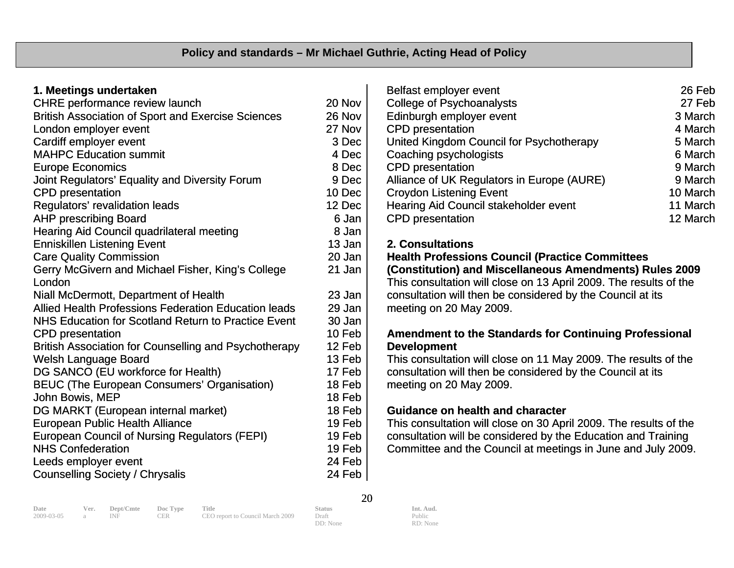## Policy and standards – Mr Michael Guthrie, Acting Head of Policy

### 1. Meetings undertaken

| Meeting | Date |
|---|---|
| CHRE performance review launch | 20 Nov |
| British Association of Sport and Exercise Sciences | 26 Nov |
| London employer event | 27 Nov |
| Cardiff employer event | 3 Dec |
| MAHPC Education summit | 4 Dec |
| Europe Economics | 8 Dec |
| Joint Regulators' Equality and Diversity Forum | 9 Dec |
| CPD presentation | 10 Dec |
| Regulators' revalidation leads | 12 Dec |
| AHP prescribing Board | 6 Jan |
| Hearing Aid Council quadrilateral meeting | 8 Jan |
| Enniskillen Listening Event | 13 Jan |
| Care Quality Commission | 20 Jan |
| Gerry McGivern and Michael Fisher, King's College London | 21 Jan |
| Niall McDermott, Department of Health | 23 Jan |
| Allied Health Professions Federation Education leads | 29 Jan |
| NHS Education for Scotland Return to Practice Event | 30 Jan |
| CPD presentation | 10 Feb |
| British Association for Counselling and Psychotherapy | 12 Feb |
| Welsh Language Board | 13 Feb |
| DG SANCO (EU workforce for Health) | 17 Feb |
| BEUC (The European Consumers' Organisation) | 18 Feb |
| John Bowis, MEP | 18 Feb |
| DG MARKT (European internal market) | 18 Feb |
| European Public Health Alliance | 19 Feb |
| European Council of Nursing Regulators (FEPI) | 19 Feb |
| NHS Confederation | 19 Feb |
| Leeds employer event | 24 Feb |
| Counselling Society / Chrysalis | 24 Feb |
| Belfast employer event | 26 Feb |
| College of Psychoanalysts | 27 Feb |
| Edinburgh employer event | 3 March |
| CPD presentation | 4 March |
| United Kingdom Council for Psychotherapy | 5 March |
| Coaching psychologists | 6 March |
| CPD presentation | 9 March |
| Alliance of UK Regulators in Europe (AURE) | 9 March |
| Croydon Listening Event | 10 March |
| Hearing Aid Council stakeholder event | 11 March |
| CPD presentation | 12 March |

### 2. Consultations

**Health Professions Council (Practice Committees (Constitution) and Miscellaneous Amendments) Rules 2009**

This consultation will close on 13 April 2009. The results of the consultation will then be considered by the Council at its meeting on 20 May 2009.

**Amendment to the Standards for Continuing Professional Development**

This consultation will close on 11 May 2009. The results of the consultation will then be considered by the Council at its meeting on 20 May 2009.

**Guidance on health and character**

This consultation will close on 30 April 2009. The results of the consultation will be considered by the Education and Training Committee and the Council at meetings in June and July 2009.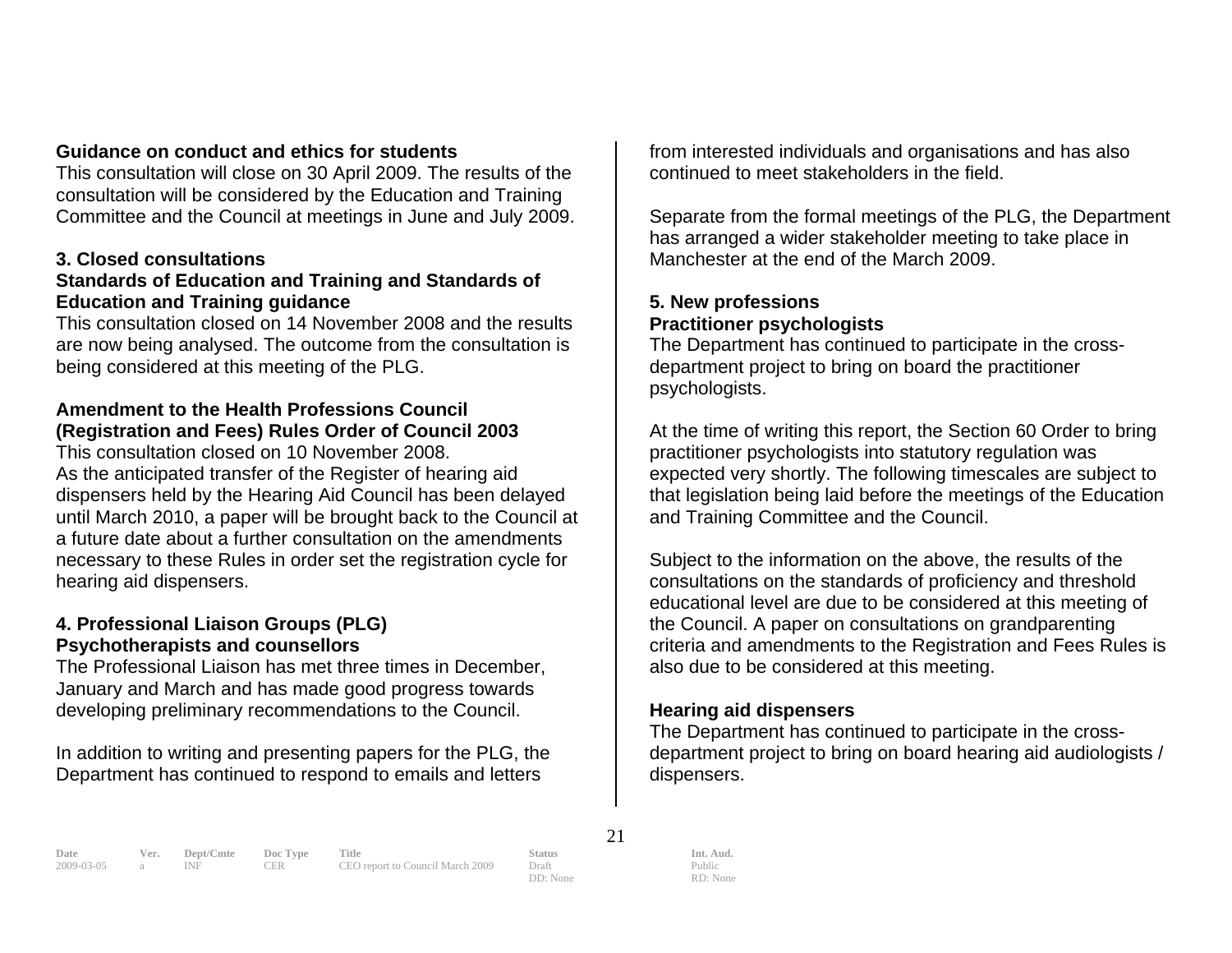**Guidance on conduct and ethics for students**

This consultation will close on 30 April 2009. The results of the consultation will be considered by the Education and Training Committee and the Council at meetings in June and July 2009.

### 3. Closed consultations

**Standards of Education and Training and Standards of Education and Training guidance**

This consultation closed on 14 November 2008 and the results are now being analysed. The outcome from the consultation is being considered at this meeting of the PLG.

**Amendment to the Health Professions Council (Registration and Fees) Rules Order of Council 2003**

This consultation closed on 10 November 2008.
As the anticipated transfer of the Register of hearing aid dispensers held by the Hearing Aid Council has been delayed until March 2010, a paper will be brought back to the Council at a future date about a further consultation on the amendments necessary to these Rules in order set the registration cycle for hearing aid dispensers.

### 4. Professional Liaison Groups (PLG)

**Psychotherapists and counsellors**

The Professional Liaison has met three times in December, January and March and has made good progress towards developing preliminary recommendations to the Council.

In addition to writing and presenting papers for the PLG, the Department has continued to respond to emails and letters from interested individuals and organisations and has also continued to meet stakeholders in the field.

Separate from the formal meetings of the PLG, the Department has arranged a wider stakeholder meeting to take place in Manchester at the end of the March 2009.

### 5. New professions

**Practitioner psychologists**

The Department has continued to participate in the cross-department project to bring on board the practitioner psychologists.

At the time of writing this report, the Section 60 Order to bring practitioner psychologists into statutory regulation was expected very shortly. The following timescales are subject to that legislation being laid before the meetings of the Education and Training Committee and the Council.

Subject to the information on the above, the results of the consultations on the standards of proficiency and threshold educational level are due to be considered at this meeting of the Council. A paper on consultations on grandparenting criteria and amendments to the Registration and Fees Rules is also due to be considered at this meeting.

**Hearing aid dispensers**

The Department has continued to participate in the cross-department project to bring on board hearing aid audiologists / dispensers.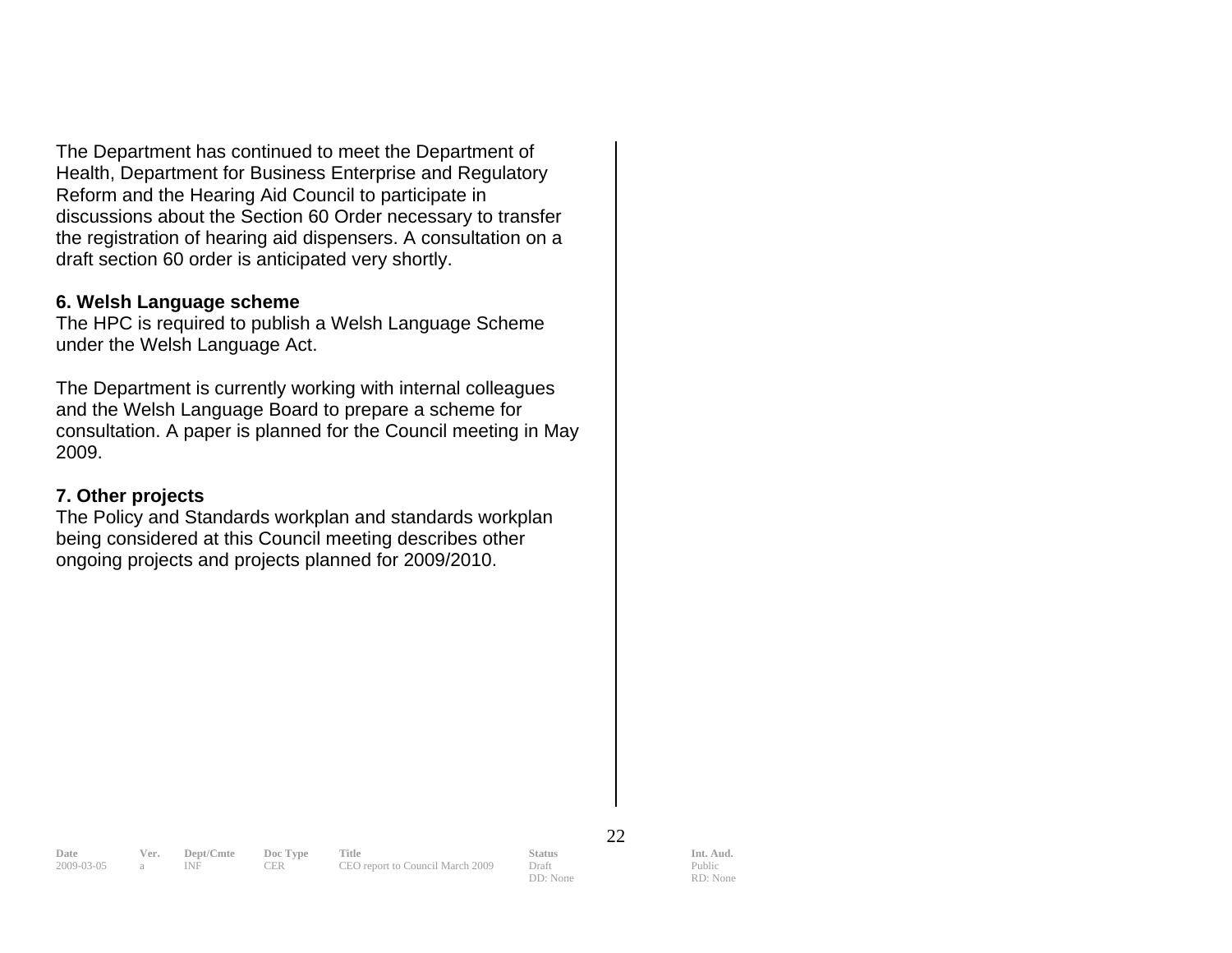The Department has continued to meet the Department of Health, Department for Business Enterprise and Regulatory Reform and the Hearing Aid Council to participate in discussions about the Section 60 Order necessary to transfer the registration of hearing aid dispensers. A consultation on a draft section 60 order is anticipated very shortly.

**6. Welsh Language scheme**

The HPC is required to publish a Welsh Language Scheme under the Welsh Language Act.

The Department is currently working with internal colleagues and the Welsh Language Board to prepare a scheme for consultation. A paper is planned for the Council meeting in May 2009.

**7. Other projects**

The Policy and Standards workplan and standards workplan being considered at this Council meeting describes other ongoing projects and projects planned for 2009/2010.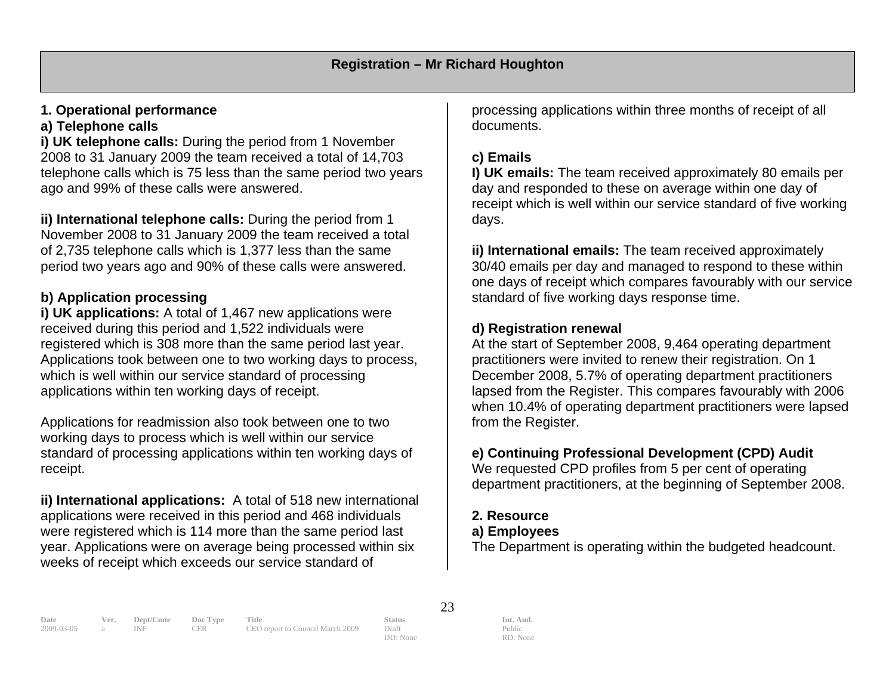## Registration – Mr Richard Houghton

**1. Operational performance**

**a) Telephone calls**

**i) UK telephone calls:** During the period from 1 November 2008 to 31 January 2009 the team received a total of 14,703 telephone calls which is 75 less than the same period two years ago and 99% of these calls were answered.

**ii) International telephone calls:** During the period from 1 November 2008 to 31 January 2009 the team received a total of 2,735 telephone calls which is 1,377 less than the same period two years ago and 90% of these calls were answered.

**b) Application processing**

**i) UK applications:** A total of 1,467 new applications were received during this period and 1,522 individuals were registered which is 308 more than the same period last year. Applications took between one to two working days to process, which is well within our service standard of processing applications within ten working days of receipt.

Applications for readmission also took between one to two working days to process which is well within our service standard of processing applications within ten working days of receipt.

**ii) International applications:** A total of 518 new international applications were received in this period and 468 individuals were registered which is 114 more than the same period last year. Applications were on average being processed within six weeks of receipt which exceeds our service standard of processing applications within three months of receipt of all documents.

**c) Emails**

**I) UK emails:** The team received approximately 80 emails per day and responded to these on average within one day of receipt which is well within our service standard of five working days.

**ii) International emails:** The team received approximately 30/40 emails per day and managed to respond to these within one days of receipt which compares favourably with our service standard of five working days response time.

**d) Registration renewal**

At the start of September 2008, 9,464 operating department practitioners were invited to renew their registration. On 1 December 2008, 5.7% of operating department practitioners lapsed from the Register. This compares favourably with 2006 when 10.4% of operating department practitioners were lapsed from the Register.

**e) Continuing Professional Development (CPD) Audit**

We requested CPD profiles from 5 per cent of operating department practitioners, at the beginning of September 2008.

**2. Resource**

**a) Employees**

The Department is operating within the budgeted headcount.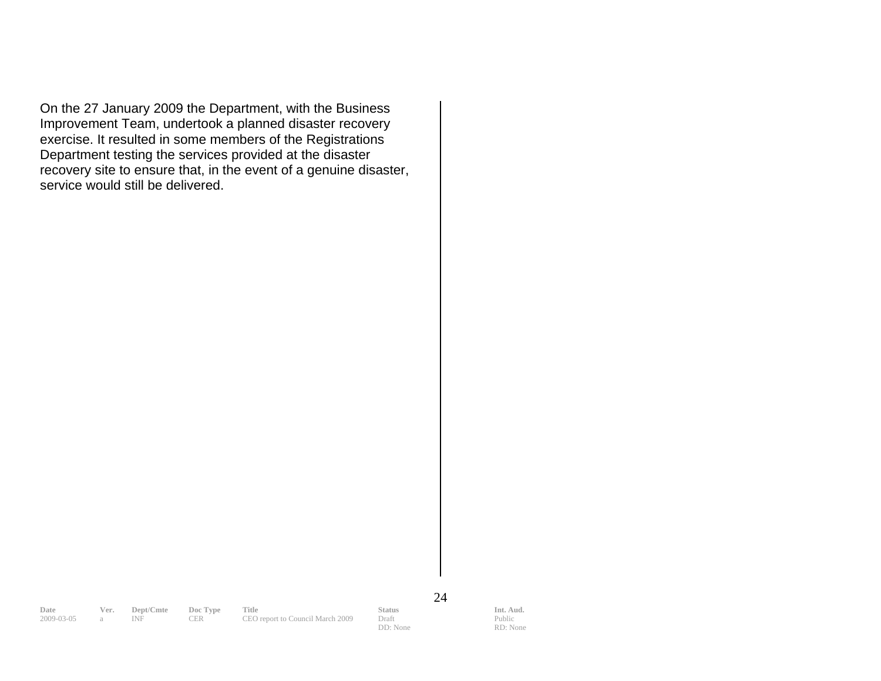On the 27 January 2009 the Department, with the Business Improvement Team, undertook a planned disaster recovery exercise. It resulted in some members of the Registrations Department testing the services provided at the disaster recovery site to ensure that, in the event of a genuine disaster, service would still be delivered.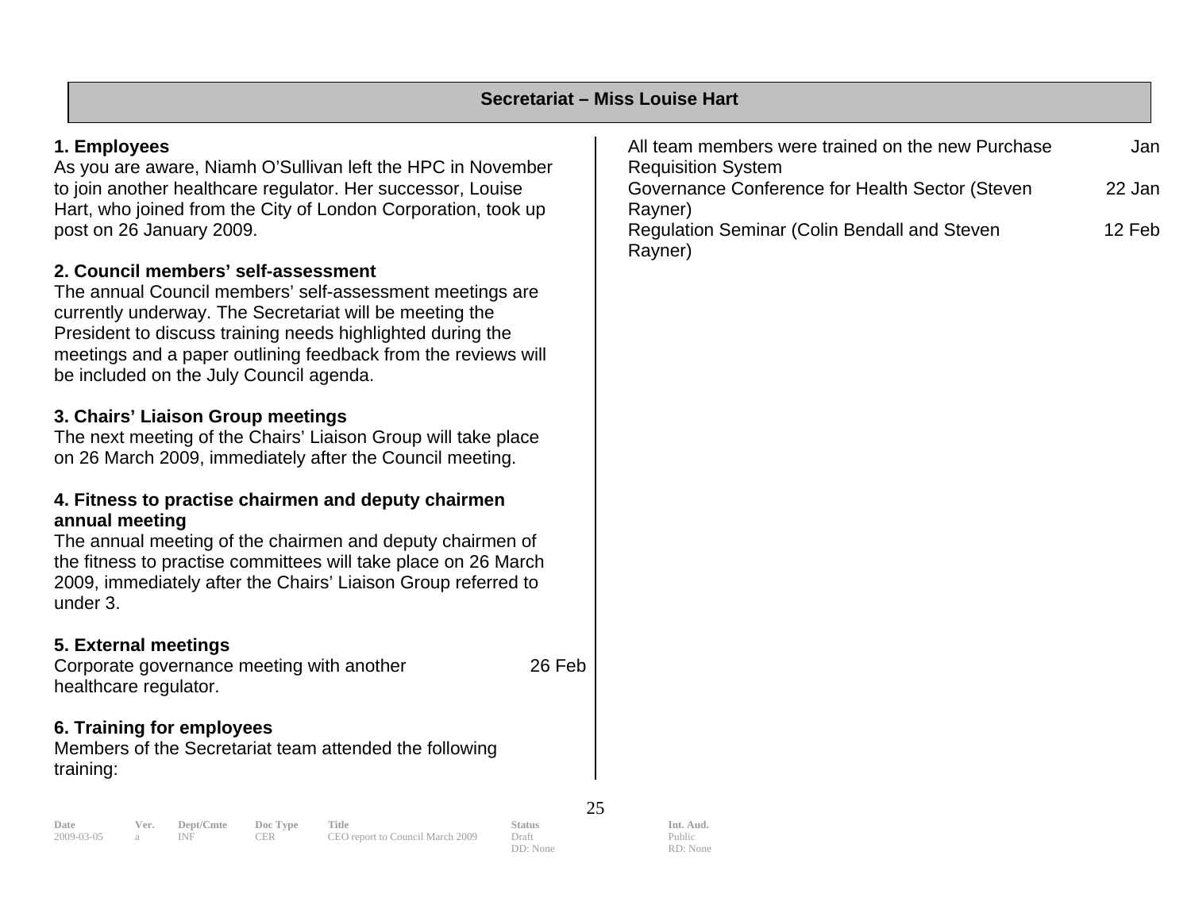## Secretariat – Miss Louise Hart

**1. Employees**

As you are aware, Niamh O'Sullivan left the HPC in November to join another healthcare regulator. Her successor, Louise Hart, who joined from the City of London Corporation, took up post on 26 January 2009.

**2. Council members' self-assessment**

The annual Council members' self-assessment meetings are currently underway. The Secretariat will be meeting the President to discuss training needs highlighted during the meetings and a paper outlining feedback from the reviews will be included on the July Council agenda.

**3. Chairs' Liaison Group meetings**

The next meeting of the Chairs' Liaison Group will take place on 26 March 2009, immediately after the Council meeting.

**4. Fitness to practise chairmen and deputy chairmen annual meeting**

The annual meeting of the chairmen and deputy chairmen of the fitness to practise committees will take place on 26 March 2009, immediately after the Chairs' Liaison Group referred to under 3.

**5. External meetings**

| | |
|---|---|
| Corporate governance meeting with another healthcare regulator. | 26 Feb |

**6. Training for employees**

Members of the Secretariat team attended the following training:

| | |
|---|---|
| All team members were trained on the new Purchase Requisition System | Jan |
| Governance Conference for Health Sector (Steven Rayner) | 22 Jan |
| Regulation Seminar (Colin Bendall and Steven Rayner) | 12 Feb |